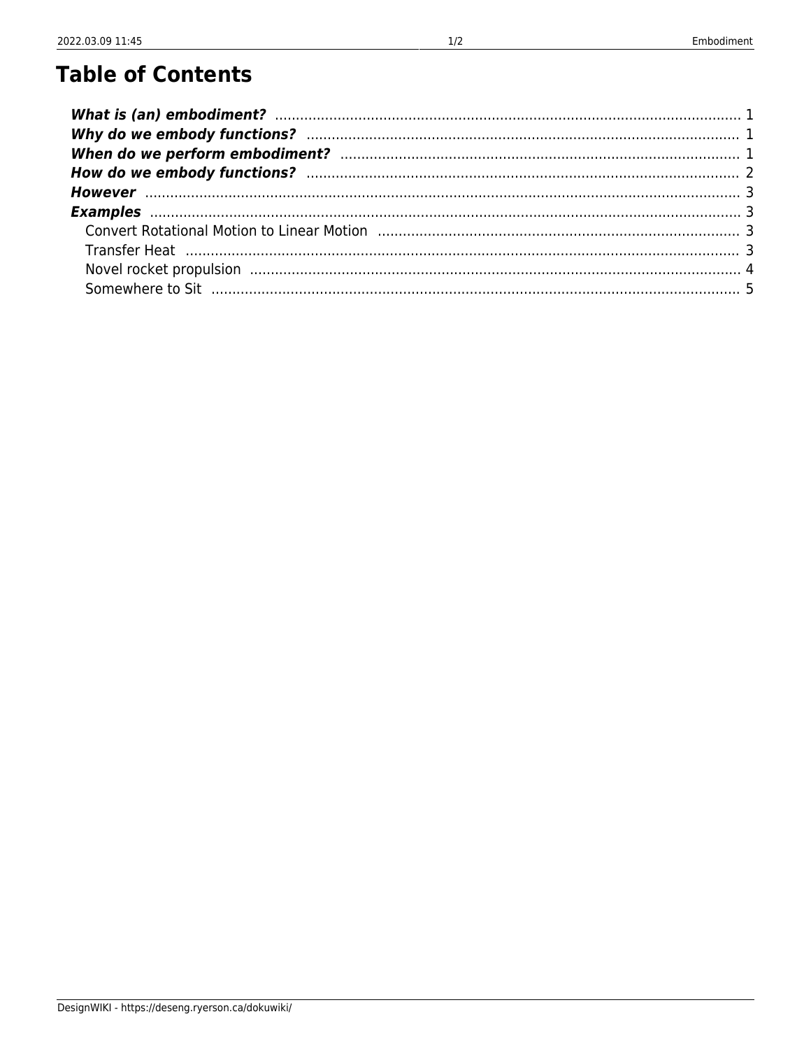# Table of Contents

| | |
|---|---|
| ***What is (an) embodiment?*** | 1 |
| ***Why do we embody functions?*** | 1 |
| ***When do we perform embodiment?*** | 1 |
| ***How do we embody functions?*** | 2 |
| ***However*** | 3 |
| ***Examples*** | 3 |
| Convert Rotational Motion to Linear Motion | 3 |
| Transfer Heat | 3 |
| Novel rocket propulsion | 4 |
| Somewhere to Sit | 5 |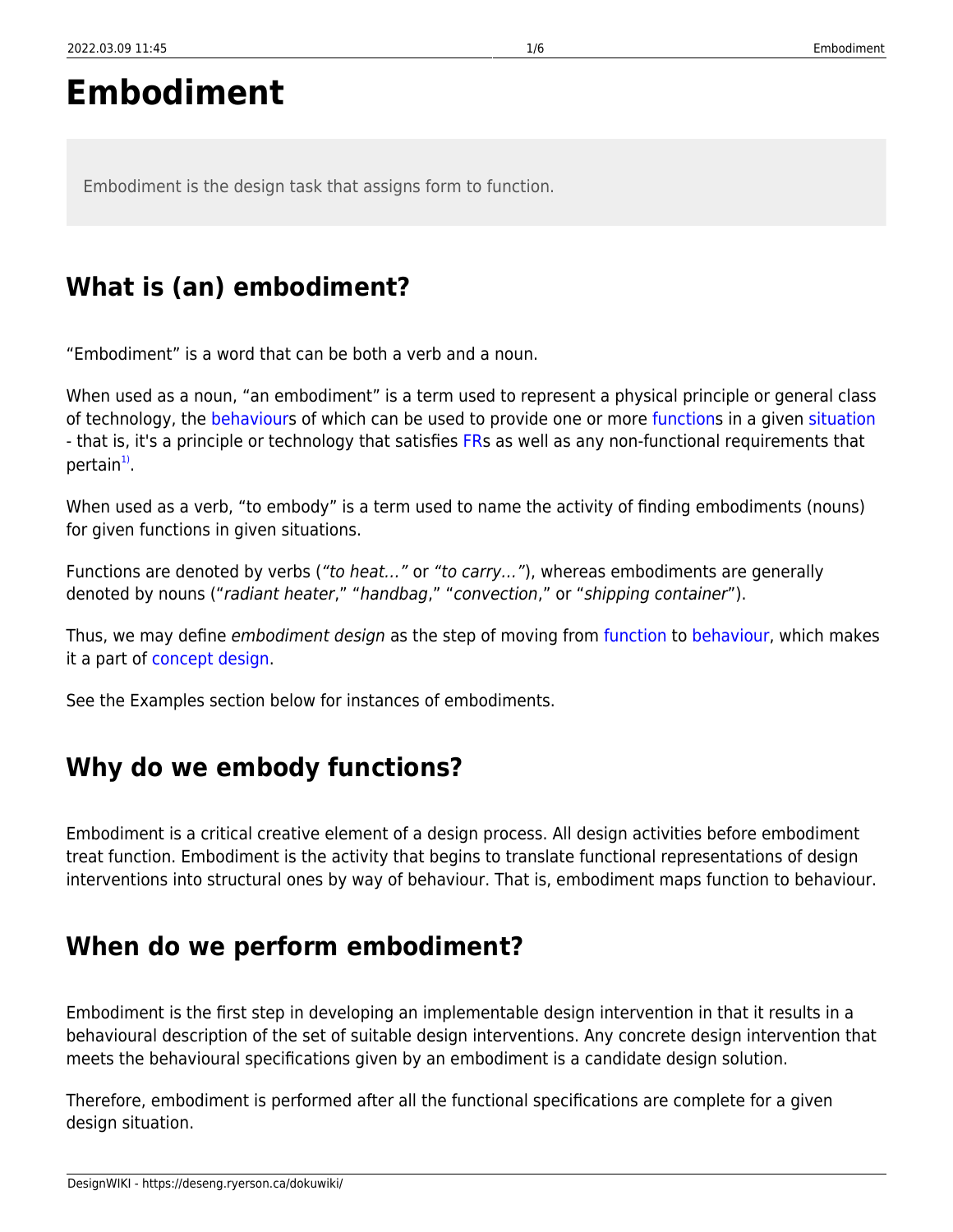# Embodiment

> Embodiment is the design task that assigns form to function.

## What is (an) embodiment?

"Embodiment" is a word that can be both a verb and a noun.

When used as a noun, "an embodiment" is a term used to represent a physical principle or general class of technology, the behaviours of which can be used to provide one or more functions in a given situation - that is, it's a principle or technology that satisfies FRs as well as any non-functional requirements that pertain[1].

When used as a verb, "to embody" is a term used to name the activity of finding embodiments (nouns) for given functions in given situations.

Functions are denoted by verbs (*"to heat…"* or *"to carry…"*), whereas embodiments are generally denoted by nouns ("*radiant heater*," "*handbag*," "*convection*," or "*shipping container*").

Thus, we may define *embodiment design* as the step of moving from function to behaviour, which makes it a part of concept design.

See the Examples section below for instances of embodiments.

## Why do we embody functions?

Embodiment is a critical creative element of a design process. All design activities before embodiment treat function. Embodiment is the activity that begins to translate functional representations of design interventions into structural ones by way of behaviour. That is, embodiment maps function to behaviour.

## When do we perform embodiment?

Embodiment is the first step in developing an implementable design intervention in that it results in a behavioural description of the set of suitable design interventions. Any concrete design intervention that meets the behavioural specifications given by an embodiment is a candidate design solution.

Therefore, embodiment is performed after all the functional specifications are complete for a given design situation.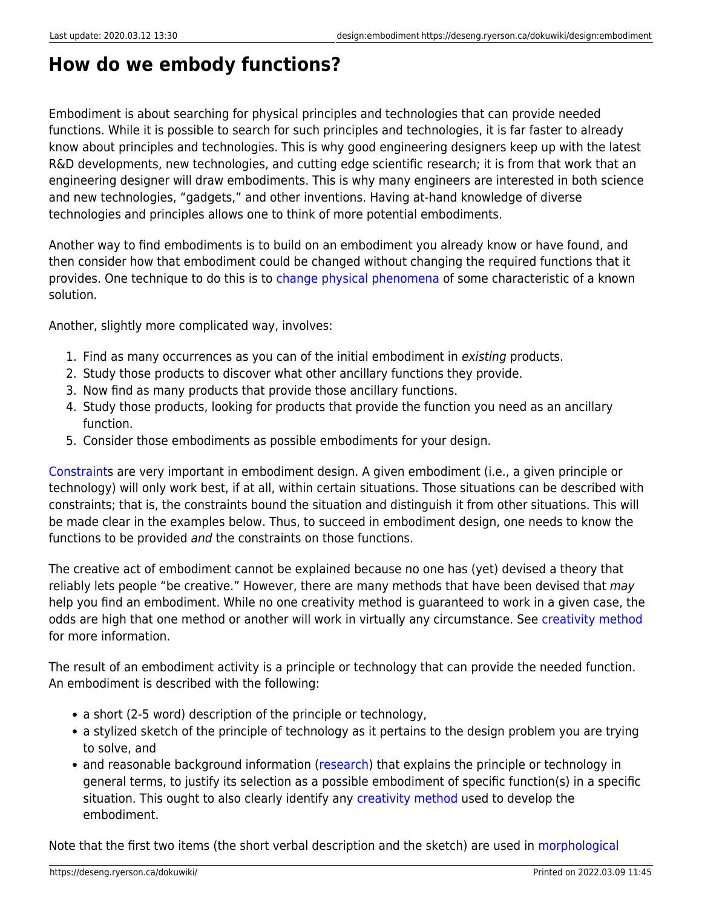# How do we embody functions?

Embodiment is about searching for physical principles and technologies that can provide needed functions. While it is possible to search for such principles and technologies, it is far faster to already know about principles and technologies. This is why good engineering designers keep up with the latest R&D developments, new technologies, and cutting edge scientific research; it is from that work that an engineering designer will draw embodiments. This is why many engineers are interested in both science and new technologies, “gadgets,” and other inventions. Having at-hand knowledge of diverse technologies and principles allows one to think of more potential embodiments.

Another way to find embodiments is to build on an embodiment you already know or have found, and then consider how that embodiment could be changed without changing the required functions that it provides. One technique to do this is to change physical phenomena of some characteristic of a known solution.

Another, slightly more complicated way, involves:

1. Find as many occurrences as you can of the initial embodiment in *existing* products.
2. Study those products to discover what other ancillary functions they provide.
3. Now find as many products that provide those ancillary functions.
4. Study those products, looking for products that provide the function you need as an ancillary function.
5. Consider those embodiments as possible embodiments for your design.

Constraints are very important in embodiment design. A given embodiment (i.e., a given principle or technology) will only work best, if at all, within certain situations. Those situations can be described with constraints; that is, the constraints bound the situation and distinguish it from other situations. This will be made clear in the examples below. Thus, to succeed in embodiment design, one needs to know the functions to be provided *and* the constraints on those functions.

The creative act of embodiment cannot be explained because no one has (yet) devised a theory that reliably lets people “be creative.” However, there are many methods that have been devised that *may* help you find an embodiment. While no one creativity method is guaranteed to work in a given case, the odds are high that one method or another will work in virtually any circumstance. See creativity method for more information.

The result of an embodiment activity is a principle or technology that can provide the needed function. An embodiment is described with the following:

- a short (2-5 word) description of the principle or technology,
- a stylized sketch of the principle of technology as it pertains to the design problem you are trying to solve, and
- and reasonable background information (research) that explains the principle or technology in general terms, to justify its selection as a possible embodiment of specific function(s) in a specific situation. This ought to also clearly identify any creativity method used to develop the embodiment.

Note that the first two items (the short verbal description and the sketch) are used in morphological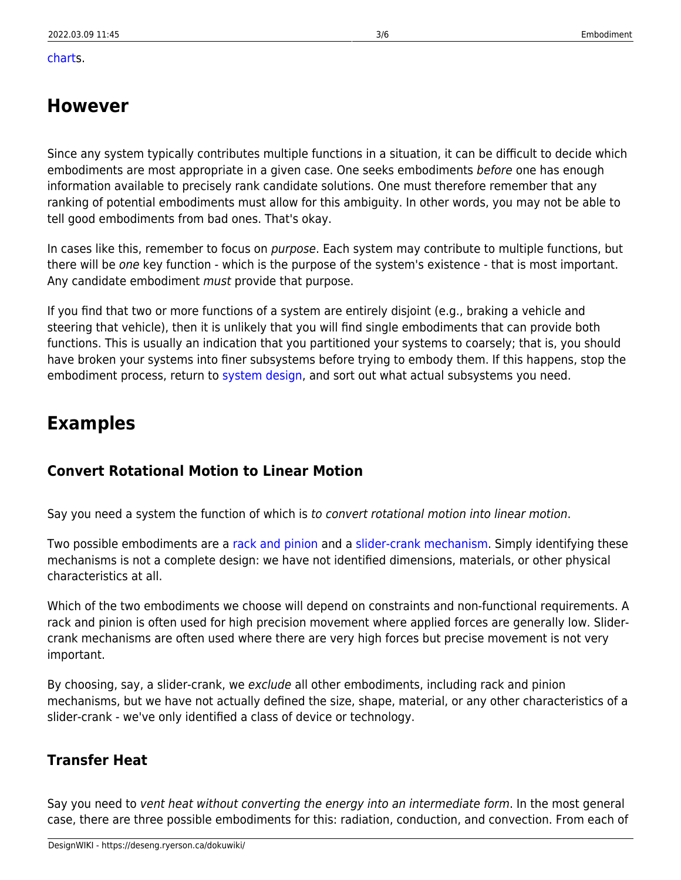charts.

## However

Since any system typically contributes multiple functions in a situation, it can be difficult to decide which embodiments are most appropriate in a given case. One seeks embodiments *before* one has enough information available to precisely rank candidate solutions. One must therefore remember that any ranking of potential embodiments must allow for this ambiguity. In other words, you may not be able to tell good embodiments from bad ones. That's okay.

In cases like this, remember to focus on *purpose*. Each system may contribute to multiple functions, but there will be *one* key function - which is the purpose of the system's existence - that is most important. Any candidate embodiment *must* provide that purpose.

If you find that two or more functions of a system are entirely disjoint (e.g., braking a vehicle and steering that vehicle), then it is unlikely that you will find single embodiments that can provide both functions. This is usually an indication that you partitioned your systems to coarsely; that is, you should have broken your systems into finer subsystems before trying to embody them. If this happens, stop the embodiment process, return to system design, and sort out what actual subsystems you need.

## Examples

### Convert Rotational Motion to Linear Motion

Say you need a system the function of which is *to convert rotational motion into linear motion*.

Two possible embodiments are a rack and pinion and a slider-crank mechanism. Simply identifying these mechanisms is not a complete design: we have not identified dimensions, materials, or other physical characteristics at all.

Which of the two embodiments we choose will depend on constraints and non-functional requirements. A rack and pinion is often used for high precision movement where applied forces are generally low. Slider-crank mechanisms are often used where there are very high forces but precise movement is not very important.

By choosing, say, a slider-crank, we *exclude* all other embodiments, including rack and pinion mechanisms, but we have not actually defined the size, shape, material, or any other characteristics of a slider-crank - we've only identified a class of device or technology.

### Transfer Heat

Say you need to *vent heat without converting the energy into an intermediate form*. In the most general case, there are three possible embodiments for this: radiation, conduction, and convection. From each of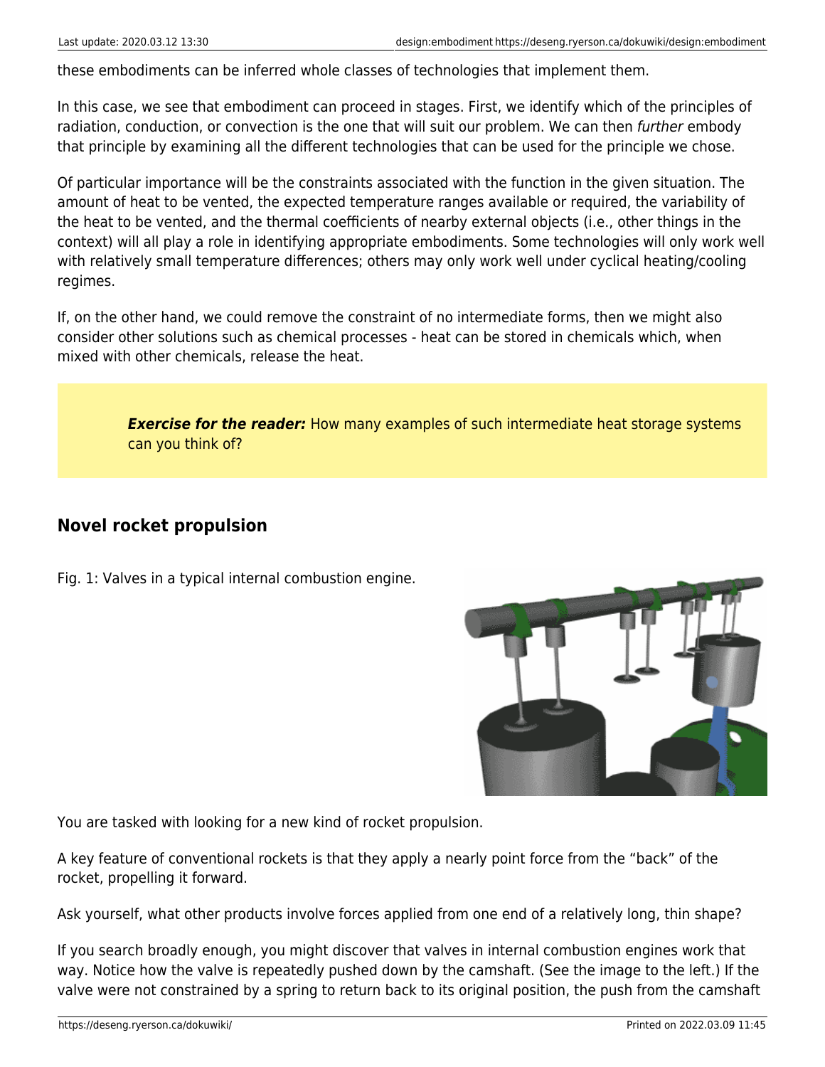these embodiments can be inferred whole classes of technologies that implement them.

In this case, we see that embodiment can proceed in stages. First, we identify which of the principles of radiation, conduction, or convection is the one that will suit our problem. We can then *further* embody that principle by examining all the different technologies that can be used for the principle we chose.

Of particular importance will be the constraints associated with the function in the given situation. The amount of heat to be vented, the expected temperature ranges available or required, the variability of the heat to be vented, and the thermal coefficients of nearby external objects (i.e., other things in the context) will all play a role in identifying appropriate embodiments. Some technologies will only work well with relatively small temperature differences; others may only work well under cyclical heating/cooling regimes.

If, on the other hand, we could remove the constraint of no intermediate forms, then we might also consider other solutions such as chemical processes - heat can be stored in chemicals which, when mixed with other chemicals, release the heat.

> ***Exercise for the reader:*** How many examples of such intermediate heat storage systems can you think of?

## Novel rocket propulsion

Fig. 1: Valves in a typical internal combustion engine.

You are tasked with looking for a new kind of rocket propulsion.

A key feature of conventional rockets is that they apply a nearly point force from the "back" of the rocket, propelling it forward.

Ask yourself, what other products involve forces applied from one end of a relatively long, thin shape?

If you search broadly enough, you might discover that valves in internal combustion engines work that way. Notice how the valve is repeatedly pushed down by the camshaft. (See the image to the left.) If the valve were not constrained by a spring to return back to its original position, the push from the camshaft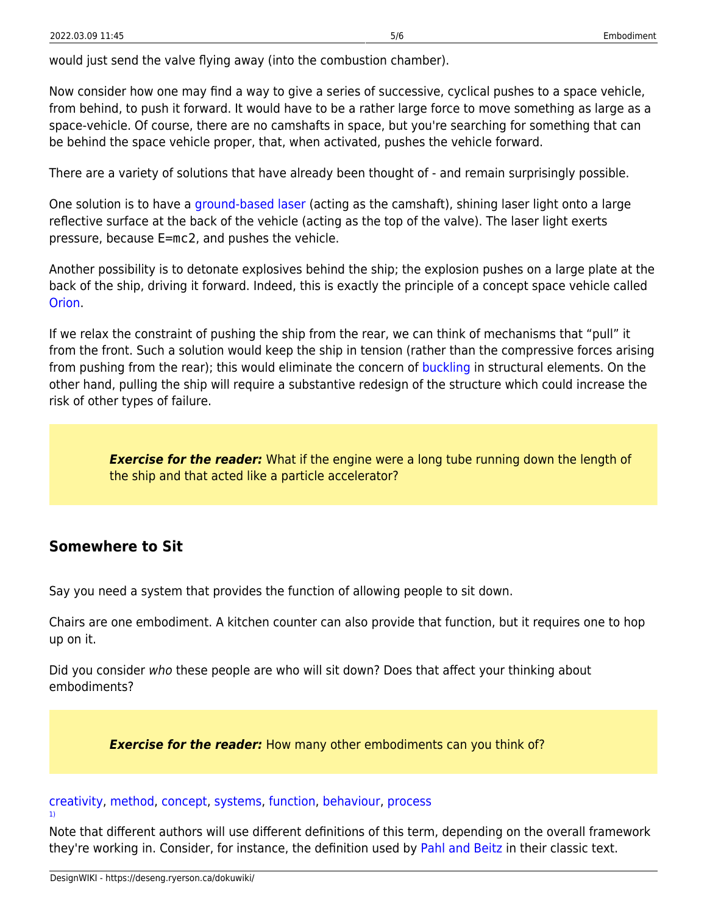would just send the valve flying away (into the combustion chamber).

Now consider how one may find a way to give a series of successive, cyclical pushes to a space vehicle, from behind, to push it forward. It would have to be a rather large force to move something as large as a space-vehicle. Of course, there are no camshafts in space, but you're searching for something that can be behind the space vehicle proper, that, when activated, pushes the vehicle forward.

There are a variety of solutions that have already been thought of - and remain surprisingly possible.

One solution is to have a ground-based laser (acting as the camshaft), shining laser light onto a large reflective surface at the back of the vehicle (acting as the top of the valve). The laser light exerts pressure, because `E=mc2`, and pushes the vehicle.

Another possibility is to detonate explosives behind the ship; the explosion pushes on a large plate at the back of the ship, driving it forward. Indeed, this is exactly the principle of a concept space vehicle called Orion.

If we relax the constraint of pushing the ship from the rear, we can think of mechanisms that "pull" it from the front. Such a solution would keep the ship in tension (rather than the compressive forces arising from pushing from the rear); this would eliminate the concern of buckling in structural elements. On the other hand, pulling the ship will require a substantive redesign of the structure which could increase the risk of other types of failure.

> ***Exercise for the reader:*** What if the engine were a long tube running down the length of the ship and that acted like a particle accelerator?

## Somewhere to Sit

Say you need a system that provides the function of allowing people to sit down.

Chairs are one embodiment. A kitchen counter can also provide that function, but it requires one to hop up on it.

Did you consider *who* these people are who will sit down? Does that affect your thinking about embodiments?

> ***Exercise for the reader:*** How many other embodiments can you think of?

creativity, method, concept, systems, function, behaviour, process

[1] Note that different authors will use different definitions of this term, depending on the overall framework they're working in. Consider, for instance, the definition used by Pahl and Beitz in their classic text.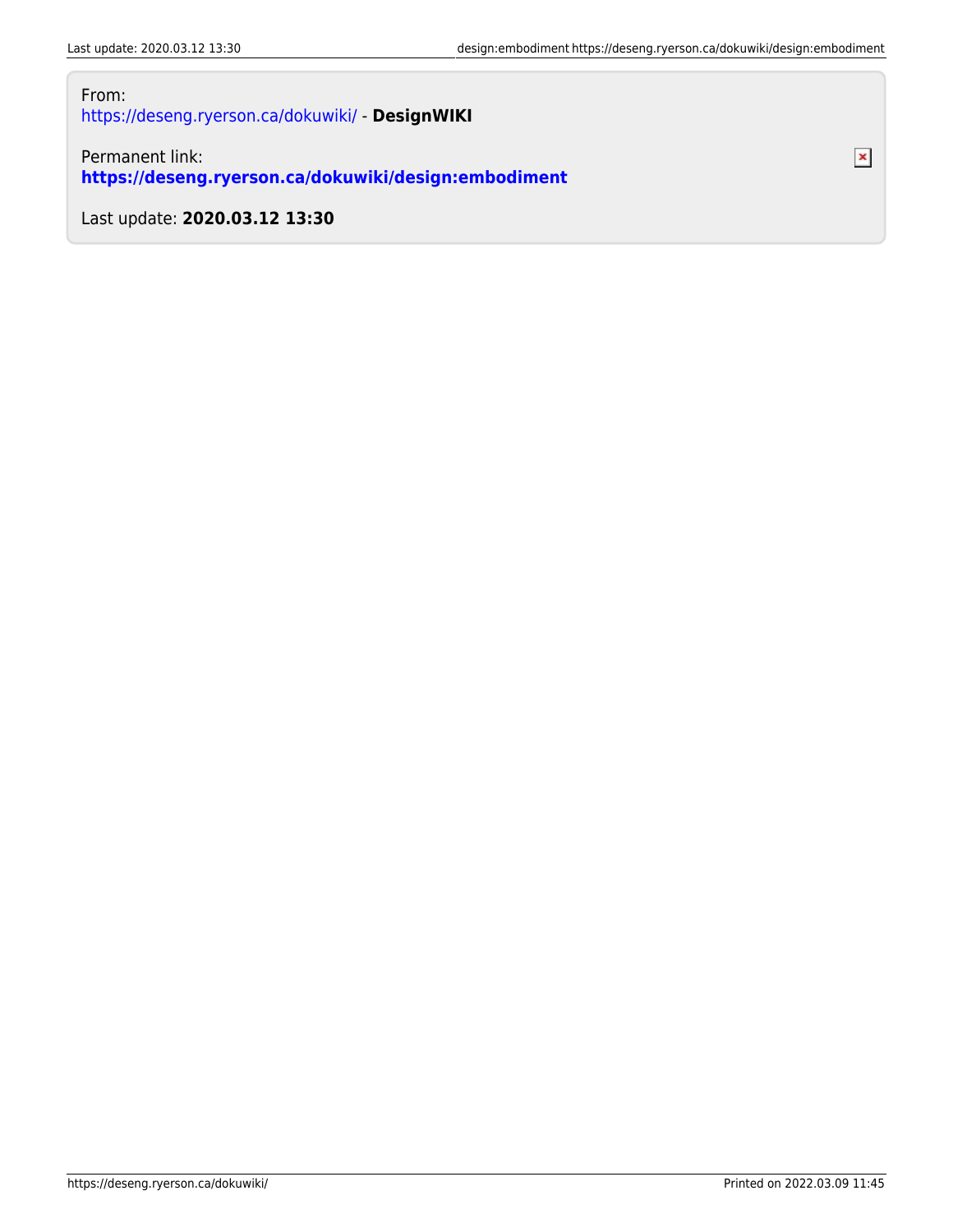From:
https://deseng.ryerson.ca/dokuwiki/ - **DesignWIKI**

Permanent link:
**https://deseng.ryerson.ca/dokuwiki/design:embodiment**

Last update: **2020.03.12 13:30**